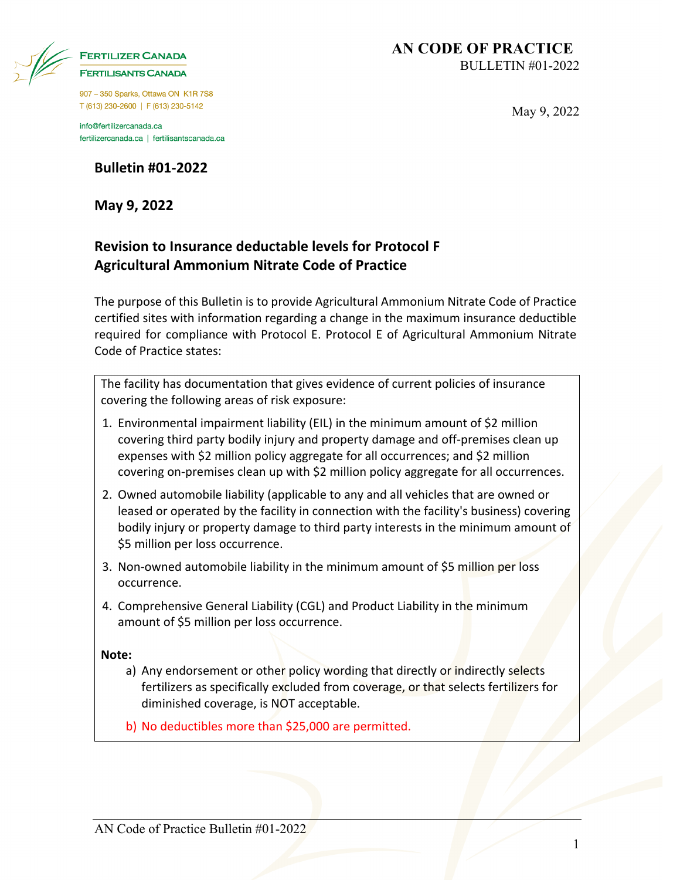FERTILIZER CANADA
FERTILISANTS CANADA

907 – 350 Sparks, Ottawa ON K1R 7S8
T (613) 230-2600 | F (613) 230-5142

info@fertilizercanada.ca
fertilizercanada.ca | fertilisantscanada.ca

AN CODE OF PRACTICE
BULLETIN #01-2022

May 9, 2022

**Bulletin #01-2022**

**May 9, 2022**

## Revision to Insurance deductable levels for Protocol F Agricultural Ammonium Nitrate Code of Practice

The purpose of this Bulletin is to provide Agricultural Ammonium Nitrate Code of Practice certified sites with information regarding a change in the maximum insurance deductible required for compliance with Protocol E. Protocol E of Agricultural Ammonium Nitrate Code of Practice states:

> The facility has documentation that gives evidence of current policies of insurance covering the following areas of risk exposure:
>
> 1. Environmental impairment liability (EIL) in the minimum amount of $2 million covering third party bodily injury and property damage and off-premises clean up expenses with $2 million policy aggregate for all occurrences; and $2 million covering on-premises clean up with $2 million policy aggregate for all occurrences.
> 2. Owned automobile liability (applicable to any and all vehicles that are owned or leased or operated by the facility in connection with the facility's business) covering bodily injury or property damage to third party interests in the minimum amount of $5 million per loss occurrence.
> 3. Non-owned automobile liability in the minimum amount of $5 million per loss occurrence.
> 4. Comprehensive General Liability (CGL) and Product Liability in the minimum amount of $5 million per loss occurrence.
>
> **Note:**
>
> a) Any endorsement or other policy wording that directly or indirectly selects fertilizers as specifically excluded from coverage, or that selects fertilizers for diminished coverage, is NOT acceptable.
>
> b) No deductibles more than $25,000 are permitted.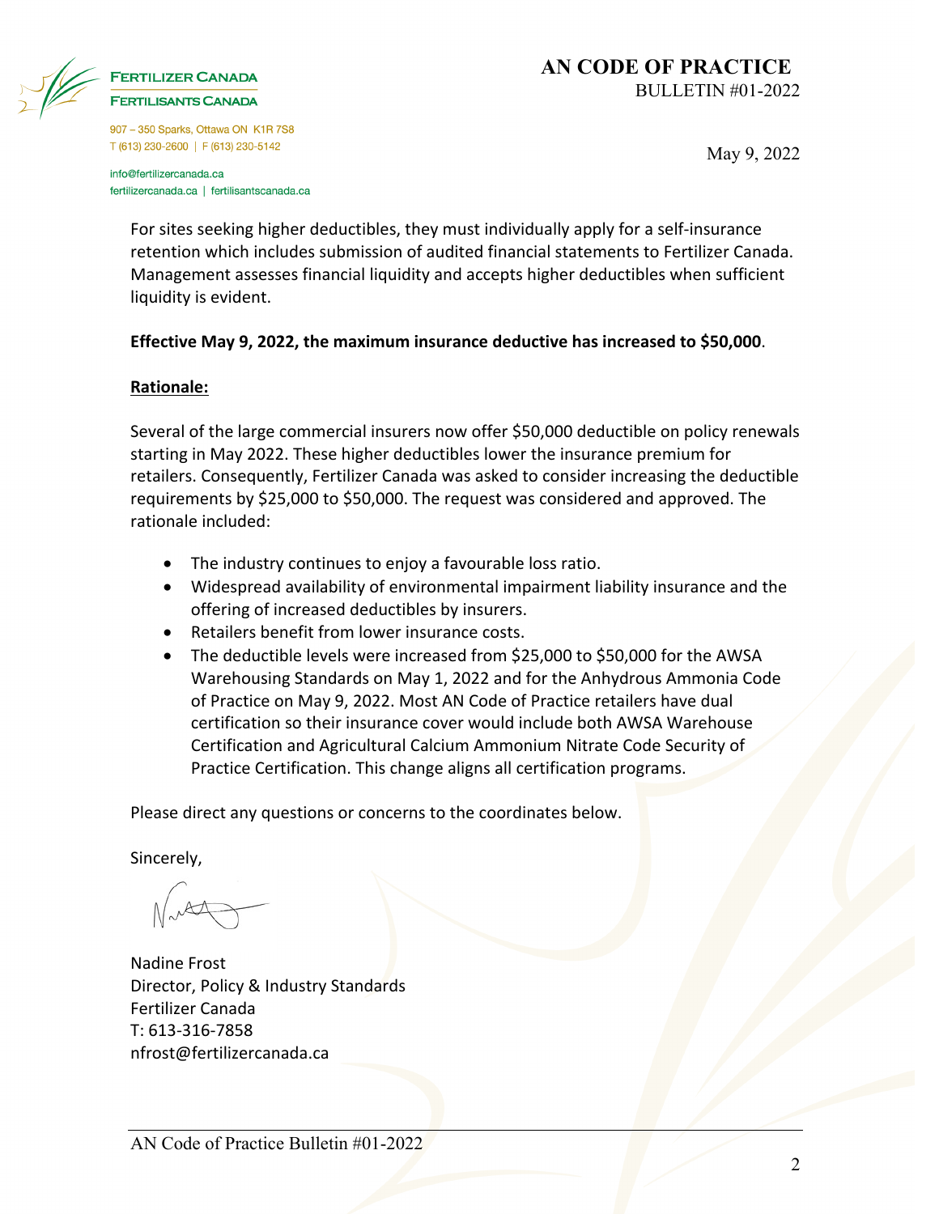For sites seeking higher deductibles, they must individually apply for a self-insurance retention which includes submission of audited financial statements to Fertilizer Canada. Management assesses financial liquidity and accepts higher deductibles when sufficient liquidity is evident.

**Effective May 9, 2022, the maximum insurance deductive has increased to $50,000**.

**Rationale:**

Several of the large commercial insurers now offer $50,000 deductible on policy renewals starting in May 2022. These higher deductibles lower the insurance premium for retailers. Consequently, Fertilizer Canada was asked to consider increasing the deductible requirements by $25,000 to $50,000. The request was considered and approved. The rationale included:

- The industry continues to enjoy a favourable loss ratio.
- Widespread availability of environmental impairment liability insurance and the offering of increased deductibles by insurers.
- Retailers benefit from lower insurance costs.
- The deductible levels were increased from $25,000 to $50,000 for the AWSA Warehousing Standards on May 1, 2022 and for the Anhydrous Ammonia Code of Practice on May 9, 2022. Most AN Code of Practice retailers have dual certification so their insurance cover would include both AWSA Warehouse Certification and Agricultural Calcium Ammonium Nitrate Code Security of Practice Certification. This change aligns all certification programs.

Please direct any questions or concerns to the coordinates below.

Sincerely,

Nadine Frost
Director, Policy & Industry Standards
Fertilizer Canada
T: 613-316-7858
nfrost@fertilizercanada.ca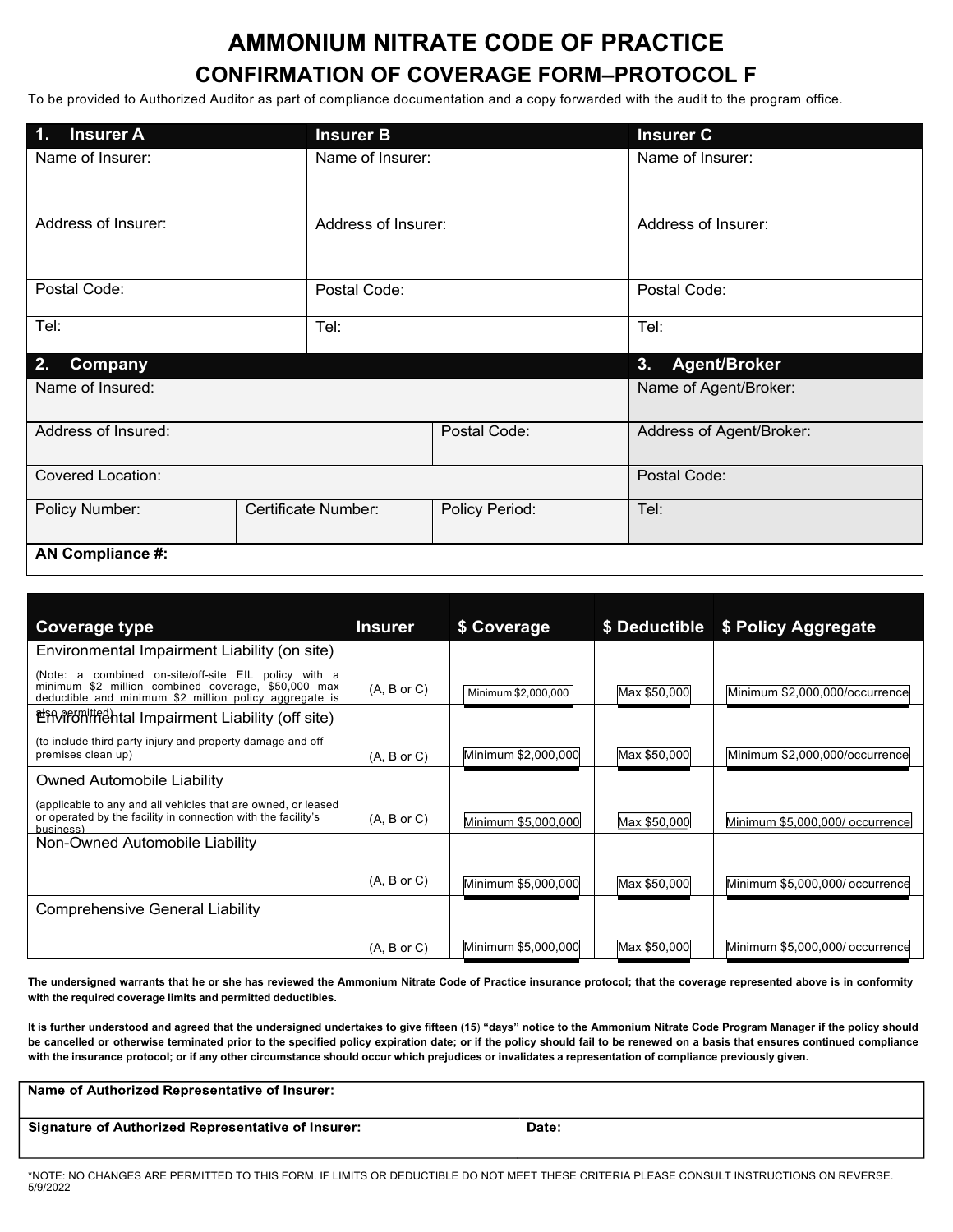# AMMONIUM NITRATE CODE OF PRACTICE

## CONFIRMATION OF COVERAGE FORM–PROTOCOL F

To be provided to Authorized Auditor as part of compliance documentation and a copy forwarded with the audit to the program office.

| 1. Insurer A | Insurer B | Insurer C |
|---|---|---|
| Name of Insurer: | Name of Insurer: | Name of Insurer: |
| Address of Insurer: | Address of Insurer: | Address of Insurer: |
| Postal Code: | Postal Code: | Postal Code: |
| Tel: | Tel: | Tel: |

| 2. Company | | | 3. Agent/Broker |
|---|---|---|---|
| Name of Insured: | | | Name of Agent/Broker: |
| Address of Insured: | | Postal Code: | Address of Agent/Broker: |
| Covered Location: | | | Postal Code: |
| Policy Number: | Certificate Number: | Policy Period: | Tel: |
| **AN Compliance #:** | | | |

| Coverage type | Insurer | $ Coverage | $ Deductible | $ Policy Aggregate |
|---|---|---|---|---|
| Environmental Impairment Liability (on site)<br>(Note: a combined on-site/off-site EIL policy with a minimum $2 million combined coverage, $50,000 max deductible and minimum $2 million policy aggregate is also permitted) | (A, B or C) | Minimum $2,000,000 | Max $50,000 | Minimum $2,000,000/occurrence |
| Environmental Impairment Liability (off site)<br>(to include third party injury and property damage and off premises clean up) | (A, B or C) | Minimum $2,000,000 | Max $50,000 | Minimum $2,000,000/occurrence |
| Owned Automobile Liability<br>(applicable to any and all vehicles that are owned, or leased or operated by the facility in connection with the facility's business) | (A, B or C) | Minimum $5,000,000 | Max $50,000 | Minimum $5,000,000/ occurrence |
| Non-Owned Automobile Liability | (A, B or C) | Minimum $5,000,000 | Max $50,000 | Minimum $5,000,000/ occurrence |
| Comprehensive General Liability | (A, B or C) | Minimum $5,000,000 | Max $50,000 | Minimum $5,000,000/ occurrence |

**The undersigned warrants that he or she has reviewed the Ammonium Nitrate Code of Practice insurance protocol; that the coverage represented above is in conformity with the required coverage limits and permitted deductibles.**

**It is further understood and agreed that the undersigned undertakes to give fifteen (15) "days" notice to the Ammonium Nitrate Code Program Manager if the policy should be cancelled or otherwise terminated prior to the specified policy expiration date; or if the policy should fail to be renewed on a basis that ensures continued compliance with the insurance protocol; or if any other circumstance should occur which prejudices or invalidates a representation of compliance previously given.**

| **Name of Authorized Representative of Insurer:** | |
|---|---|
| **Signature of Authorized Representative of Insurer:** | **Date:** |

*NOTE: NO CHANGES ARE PERMITTED TO THIS FORM. IF LIMITS OR DEDUCTIBLE DO NOT MEET THESE CRITERIA PLEASE CONSULT INSTRUCTIONS ON REVERSE.

5/9/2022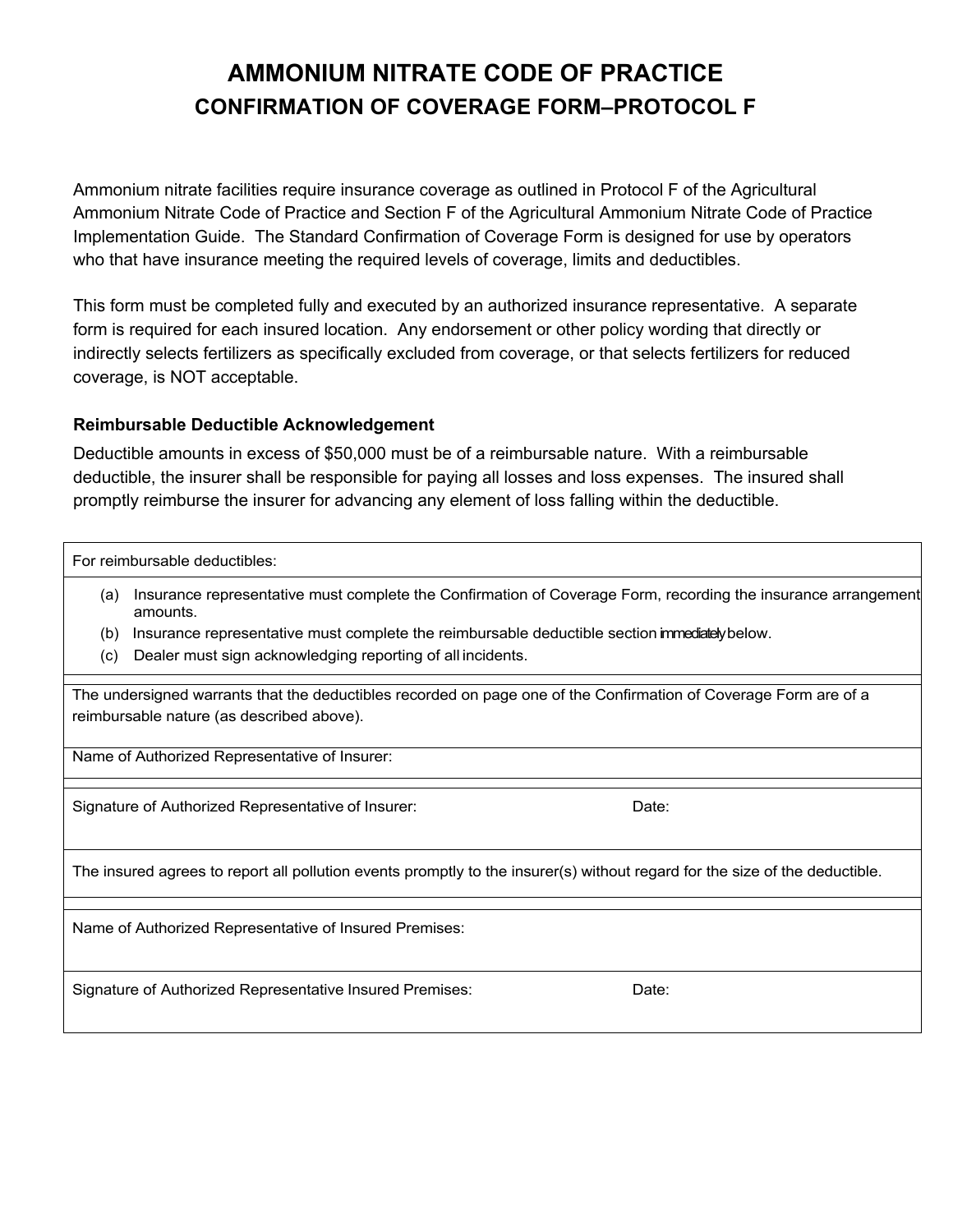# AMMONIUM NITRATE CODE OF PRACTICE

## CONFIRMATION OF COVERAGE FORM–PROTOCOL F

Ammonium nitrate facilities require insurance coverage as outlined in Protocol F of the Agricultural Ammonium Nitrate Code of Practice and Section F of the Agricultural Ammonium Nitrate Code of Practice Implementation Guide. The Standard Confirmation of Coverage Form is designed for use by operators who that have insurance meeting the required levels of coverage, limits and deductibles.

This form must be completed fully and executed by an authorized insurance representative. A separate form is required for each insured location. Any endorsement or other policy wording that directly or indirectly selects fertilizers as specifically excluded from coverage, or that selects fertilizers for reduced coverage, is NOT acceptable.

### Reimbursable Deductible Acknowledgement

Deductible amounts in excess of $50,000 must be of a reimbursable nature. With a reimbursable deductible, the insurer shall be responsible for paying all losses and loss expenses. The insured shall promptly reimburse the insurer for advancing any element of loss falling within the deductible.

| For reimbursable deductibles: | |
|---|---|
| (a) Insurance representative must complete the Confirmation of Coverage Form, recording the insurance arrangement amounts.<br>(b) Insurance representative must complete the reimbursable deductible section immediately below.<br>(c) Dealer must sign acknowledging reporting of all incidents. | |
| The undersigned warrants that the deductibles recorded on page one of the Confirmation of Coverage Form are of a reimbursable nature (as described above). | |
| Name of Authorized Representative of Insurer: | |
| Signature of Authorized Representative of Insurer: | Date: |
| The insured agrees to report all pollution events promptly to the insurer(s) without regard for the size of the deductible. | |
| Name of Authorized Representative of Insured Premises: | |
| Signature of Authorized Representative Insured Premises: | Date: |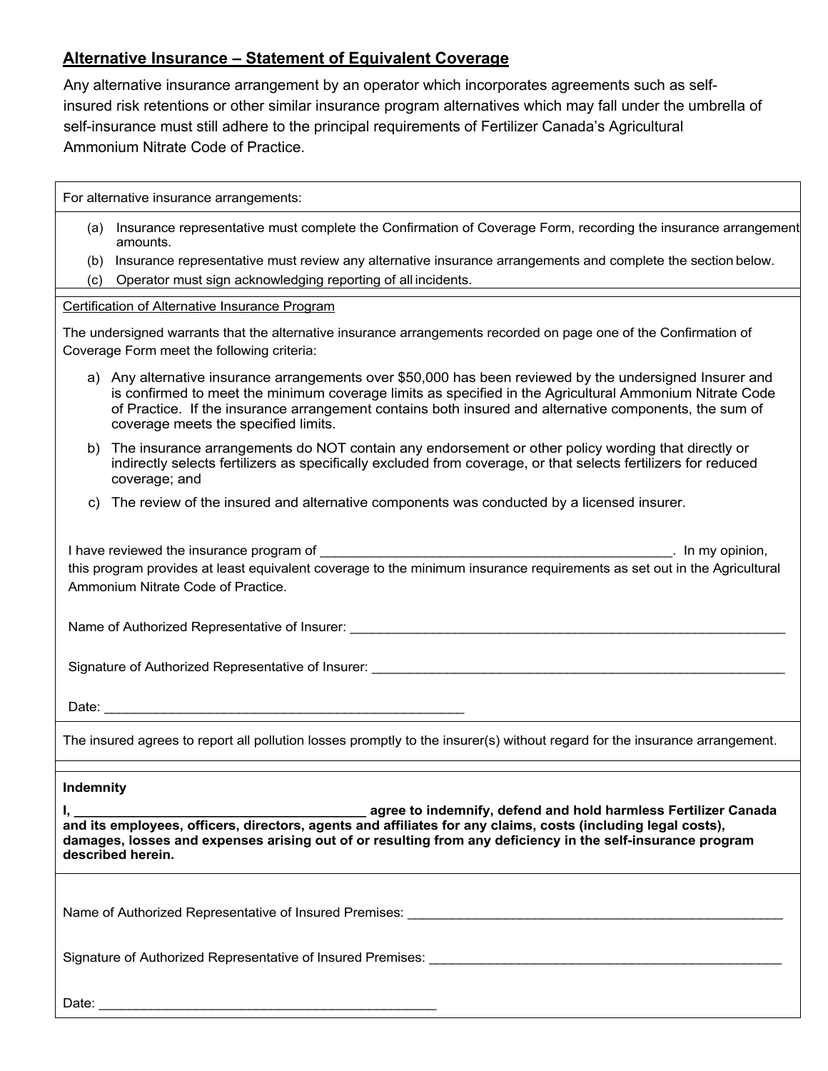## Alternative Insurance – Statement of Equivalent Coverage

Any alternative insurance arrangement by an operator which incorporates agreements such as self-insured risk retentions or other similar insurance program alternatives which may fall under the umbrella of self-insurance must still adhere to the principal requirements of Fertilizer Canada's Agricultural Ammonium Nitrate Code of Practice.

For alternative insurance arrangements:

(a) Insurance representative must complete the Confirmation of Coverage Form, recording the insurance arrangement amounts.
(b) Insurance representative must review any alternative insurance arrangements and complete the section below.
(c) Operator must sign acknowledging reporting of all incidents.

Certification of Alternative Insurance Program

The undersigned warrants that the alternative insurance arrangements recorded on page one of the Confirmation of Coverage Form meet the following criteria:

a) Any alternative insurance arrangements over $50,000 has been reviewed by the undersigned Insurer and is confirmed to meet the minimum coverage limits as specified in the Agricultural Ammonium Nitrate Code of Practice. If the insurance arrangement contains both insured and alternative components, the sum of coverage meets the specified limits.
b) The insurance arrangements do NOT contain any endorsement or other policy wording that directly or indirectly selects fertilizers as specifically excluded from coverage, or that selects fertilizers for reduced coverage; and
c) The review of the insured and alternative components was conducted by a licensed insurer.

I have reviewed the insurance program of ________________________________________________. In my opinion, this program provides at least equivalent coverage to the minimum insurance requirements as set out in the Agricultural Ammonium Nitrate Code of Practice.

Name of Authorized Representative of Insurer: ____________________________________________________________

Signature of Authorized Representative of Insurer: __________________________________________________________

Date: _________________________________________________

The insured agrees to report all pollution losses promptly to the insurer(s) without regard for the insurance arrangement.

**Indemnity**

**I, _______________________________________ agree to indemnify, defend and hold harmless Fertilizer Canada and its employees, officers, directors, agents and affiliates for any claims, costs (including legal costs), damages, losses and expenses arising out of or resulting from any deficiency in the self-insurance program described herein.**

Name of Authorized Representative of Insured Premises: ____________________________________________________

Signature of Authorized Representative of Insured Premises: _______________________________________________

Date: ______________________________________________